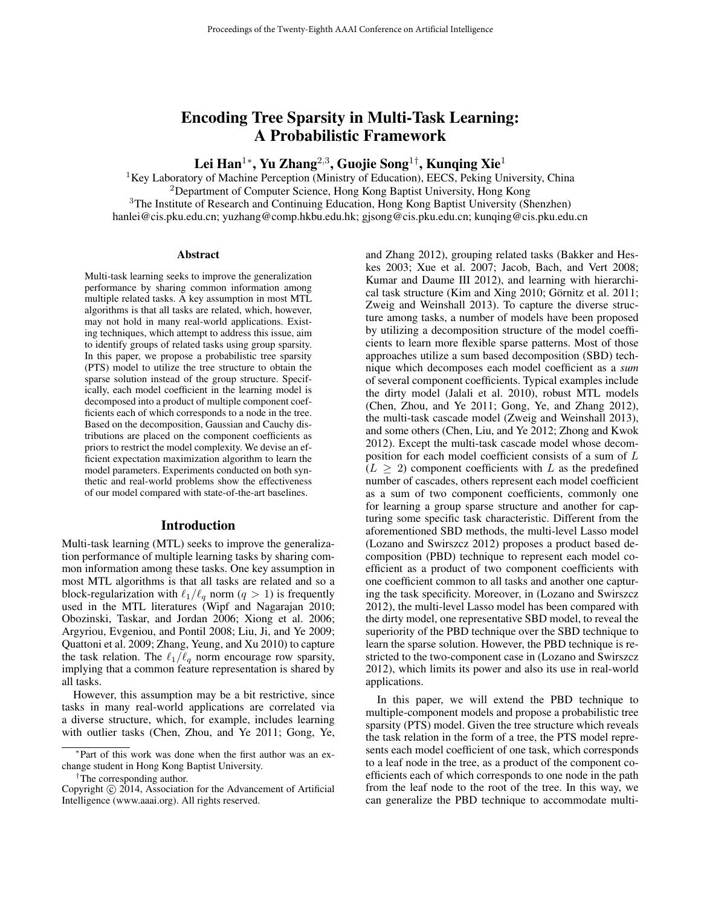# Encoding Tree Sparsity in Multi-Task Learning: A Probabilistic Framework

**Lei Han**[1*], **Yu Zhang**[2,3], **Guojie Song**[1†], **Kunqing Xie**[1]

[1]Key Laboratory of Machine Perception (Ministry of Education), EECS, Peking University, China
[2]Department of Computer Science, Hong Kong Baptist University, Hong Kong
[3]The Institute of Research and Continuing Education, Hong Kong Baptist University (Shenzhen)
hanlei@cis.pku.edu.cn; yuzhang@comp.hkbu.edu.hk; gjsong@cis.pku.edu.cn; kunqing@cis.pku.edu.cn

## Abstract

Multi-task learning seeks to improve the generalization performance by sharing common information among multiple related tasks. A key assumption in most MTL algorithms is that all tasks are related, which, however, may not hold in many real-world applications. Existing techniques, which attempt to address this issue, aim to identify groups of related tasks using group sparsity. In this paper, we propose a probabilistic tree sparsity (PTS) model to utilize the tree structure to obtain the sparse solution instead of the group structure. Specifically, each model coefficient in the learning model is decomposed into a product of multiple component coefficients each of which corresponds to a node in the tree. Based on the decomposition, Gaussian and Cauchy distributions are placed on the component coefficients as priors to restrict the model complexity. We devise an efficient expectation maximization algorithm to learn the model parameters. Experiments conducted on both synthetic and real-world problems show the effectiveness of our model compared with state-of-the-art baselines.

## Introduction

Multi-task learning (MTL) seeks to improve the generalization performance of multiple learning tasks by sharing common information among these tasks. One key assumption in most MTL algorithms is that all tasks are related and so a block-regularization with $\ell_1/\ell_q$ norm ($q > 1$) is frequently used in the MTL literatures (Wipf and Nagarajan 2010; Obozinski, Taskar, and Jordan 2006; Xiong et al. 2006; Argyriou, Evgeniou, and Pontil 2008; Liu, Ji, and Ye 2009; Quattoni et al. 2009; Zhang, Yeung, and Xu 2010) to capture the task relation. The $\ell_1/\ell_q$ norm encourage row sparsity, implying that a common feature representation is shared by all tasks.

However, this assumption may be a bit restrictive, since tasks in many real-world applications are correlated via a diverse structure, which, for example, includes learning with outlier tasks (Chen, Zhou, and Ye 2011; Gong, Ye, and Zhang 2012), grouping related tasks (Bakker and Heskes 2003; Xue et al. 2007; Jacob, Bach, and Vert 2008; Kumar and Daume III 2012), and learning with hierarchical task structure (Kim and Xing 2010; Görnitz et al. 2011; Zweig and Weinshall 2013). To capture the diverse structure among tasks, a number of models have been proposed by utilizing a decomposition structure of the model coefficients to learn more flexible sparse patterns. Most of those approaches utilize a sum based decomposition (SBD) technique which decomposes each model coefficient as a *sum* of several component coefficients. Typical examples include the dirty model (Jalali et al. 2010), robust MTL models (Chen, Zhou, and Ye 2011; Gong, Ye, and Zhang 2012), the multi-task cascade model (Zweig and Weinshall 2013), and some others (Chen, Liu, and Ye 2012; Zhong and Kwok 2012). Except the multi-task cascade model whose decomposition for each model coefficient consists of a sum of $L$ ($L \geq 2$) component coefficients with $L$ as the predefined number of cascades, others represent each model coefficient as a sum of two component coefficients, commonly one for learning a group sparse structure and another for capturing some specific task characteristic. Different from the aforementioned SBD methods, the multi-level Lasso model (Lozano and Swirszcz 2012) proposes a product based decomposition (PBD) technique to represent each model coefficient as a product of two component coefficients with one coefficient common to all tasks and another one capturing the task specificity. Moreover, in (Lozano and Swirszcz 2012), the multi-level Lasso model has been compared with the dirty model, one representative SBD model, to reveal the superiority of the PBD technique over the SBD technique to learn the sparse solution. However, the PBD technique is restricted to the two-component case in (Lozano and Swirszcz 2012), which limits its power and also its use in real-world applications.

In this paper, we will extend the PBD technique to multiple-component models and propose a probabilistic tree sparsity (PTS) model. Given the tree structure which reveals the task relation in the form of a tree, the PTS model represents each model coefficient of one task, which corresponds to a leaf node in the tree, as a product of the component coefficients each of which corresponds to one node in the path from the leaf node to the root of the tree. In this way, we can generalize the PBD technique to accommodate multi-

*Part of this work was done when the first author was an exchange student in Hong Kong Baptist University.

†The corresponding author.

Copyright © 2014, Association for the Advancement of Artificial Intelligence (www.aaai.org). All rights reserved.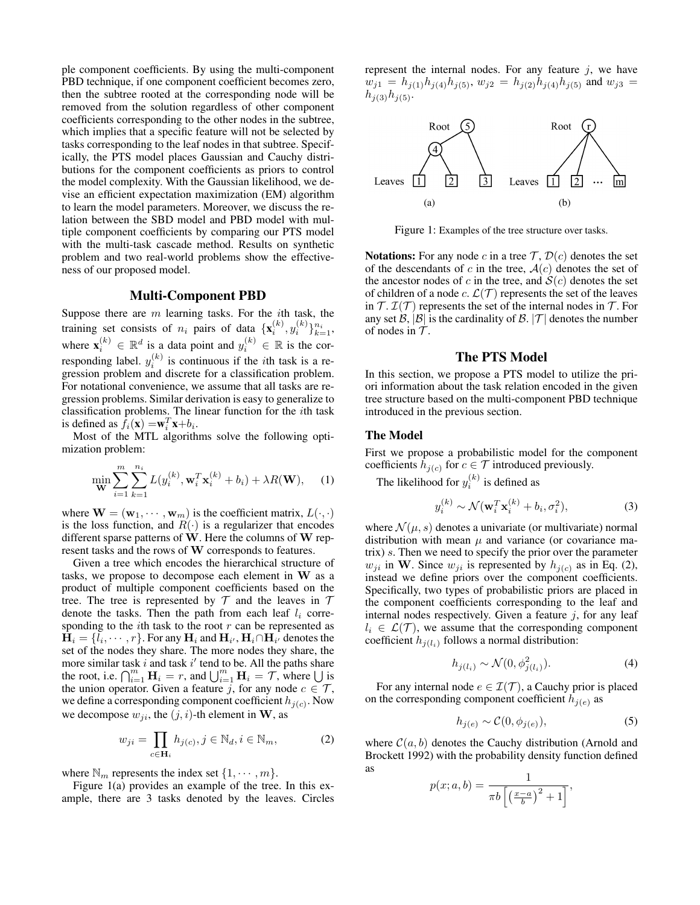ple component coefficients. By using the multi-component PBD technique, if one component coefficient becomes zero, then the subtree rooted at the corresponding node will be removed from the solution regardless of other component coefficients corresponding to the other nodes in the subtree, which implies that a specific feature will not be selected by tasks corresponding to the leaf nodes in that subtree. Specifically, the PTS model places Gaussian and Cauchy distributions for the component coefficients as priors to control the model complexity. With the Gaussian likelihood, we devise an efficient expectation maximization (EM) algorithm to learn the model parameters. Moreover, we discuss the relation between the SBD model and PBD model with multiple component coefficients by comparing our PTS model with the multi-task cascade method. Results on synthetic problem and two real-world problems show the effectiveness of our proposed model.

## Multi-Component PBD

Suppose there are $m$ learning tasks. For the $i$th task, the training set consists of $n_i$ pairs of data $\{\mathbf{x}_i^{(k)}, y_i^{(k)}\}_{k=1}^{n_i}$, where $\mathbf{x}_i^{(k)} \in \mathbb{R}^d$ is a data point and $y_i^{(k)} \in \mathbb{R}$ is the corresponding label. $y_i^{(k)}$ is continuous if the $i$th task is a regression problem and discrete for a classification problem. For notational convenience, we assume that all tasks are regression problems. Similar derivation is easy to generalize to classification problems. The linear function for the $i$th task is defined as $f_i(\mathbf{x}) = \mathbf{w}_i^T\mathbf{x} + b_i$.

Most of the MTL algorithms solve the following optimization problem:

$$\min_{\mathbf{W}} \sum_{i=1}^{m} \sum_{k=1}^{n_i} L(y_i^{(k)}, \mathbf{w}_i^T\mathbf{x}_i^{(k)} + b_i) + \lambda R(\mathbf{W}), \quad (1)$$

where $\mathbf{W} = (\mathbf{w}_1, \cdots, \mathbf{w}_m)$ is the coefficient matrix, $L(\cdot, \cdot)$ is the loss function, and $R(\cdot)$ is a regularizer that encodes different sparse patterns of $\mathbf{W}$. Here the columns of $\mathbf{W}$ represent tasks and the rows of $\mathbf{W}$ corresponds to features.

Given a tree which encodes the hierarchical structure of tasks, we propose to decompose each element in $\mathbf{W}$ as a product of multiple component coefficients based on the tree. The tree is represented by $\mathcal{T}$ and the leaves in $\mathcal{T}$ denote the tasks. Then the path from each leaf $l_i$ corresponding to the $i$th task to the root $r$ can be represented as $\mathbf{H}_i = \{l_i, \cdots, r\}$. For any $\mathbf{H}_i$ and $\mathbf{H}_{i'}$, $\mathbf{H}_i \cap \mathbf{H}_{i'}$ denotes the set of the nodes they share. The more nodes they share, the more similar task $i$ and task $i'$ tend to be. All the paths share the root, i.e. $\bigcap_{i=1}^m \mathbf{H}_i = r$, and $\bigcup_{i=1}^m \mathbf{H}_i = \mathcal{T}$, where $\bigcup$ is the union operator. Given a feature $j$, for any node $c \in \mathcal{T}$, we define a corresponding component coefficient $h_{j(c)}$. Now we decompose $w_{ji}$, the $(j, i)$-th element in $\mathbf{W}$, as

$$w_{ji} = \prod_{c \in \mathbf{H}_i} h_{j(c)}, j \in \mathbb{N}_d, i \in \mathbb{N}_m, \quad (2)$$

where $\mathbb{N}_m$ represents the index set $\{1, \cdots, m\}$.

Figure 1(a) provides an example of the tree. In this example, there are 3 tasks denoted by the leaves. Circles represent the internal nodes. For any feature $j$, we have $w_{j1} = h_{j(1)}h_{j(4)}h_{j(5)}$, $w_{j2} = h_{j(2)}h_{j(4)}h_{j(5)}$ and $w_{j3} = h_{j(3)}h_{j(5)}$.

Root
5
4
Leaves
1
2
3
(a)

Root
r
Leaves
1
2
···
m
(b)

Figure 1: Examples of the tree structure over tasks.

**Notations:** For any node $c$ in a tree $\mathcal{T}$, $\mathcal{D}(c)$ denotes the set of the descendants of $c$ in the tree, $\mathcal{A}(c)$ denotes the set of the ancestor nodes of $c$ in the tree, and $\mathcal{S}(c)$ denotes the set of children of a node $c$. $\mathcal{L}(\mathcal{T})$ represents the set of the leaves in $\mathcal{T}$. $\mathcal{I}(\mathcal{T})$ represents the set of the internal nodes in $\mathcal{T}$. For any set $\mathcal{B}$, $|\mathcal{B}|$ is the cardinality of $\mathcal{B}$. $|\mathcal{T}|$ denotes the number of nodes in $\mathcal{T}$.

## The PTS Model

In this section, we propose a PTS model to utilize the priori information about the task relation encoded in the given tree structure based on the multi-component PBD technique introduced in the previous section.

### The Model

First we propose a probabilistic model for the component coefficients $h_{j(c)}$ for $c \in \mathcal{T}$ introduced previously.

The likelihood for $y_i^{(k)}$ is defined as

$$y_i^{(k)} \sim \mathcal{N}(\mathbf{w}_i^T\mathbf{x}_i^{(k)} + b_i, \sigma_i^2), \quad (3)$$

where $\mathcal{N}(\mu, s)$ denotes a univariate (or multivariate) normal distribution with mean $\mu$ and variance (or covariance matrix) $s$. Then we need to specify the prior over the parameter $w_{ji}$ in $\mathbf{W}$. Since $w_{ji}$ is represented by $h_{j(c)}$ as in Eq. (2), instead we define priors over the component coefficients. Specifically, two types of probabilistic priors are placed in the component coefficients corresponding to the leaf and internal nodes respectively. Given a feature $j$, for any leaf $l_i \in \mathcal{L}(\mathcal{T})$, we assume that the corresponding component coefficient $h_{j(l_i)}$ follows a normal distribution:

$$h_{j(l_i)} \sim \mathcal{N}(0, \phi_{j(l_i)}^2). \quad (4)$$

For any internal node $e \in \mathcal{I}(\mathcal{T})$, a Cauchy prior is placed on the corresponding component coefficient $h_{j(e)}$ as

$$h_{j(e)} \sim \mathcal{C}(0, \phi_{j(e)}), \quad (5)$$

where $\mathcal{C}(a, b)$ denotes the Cauchy distribution (Arnold and Brockett 1992) with the probability density function defined as

$$p(x; a, b) = \frac{1}{\pi b \left[\left(\frac{x-a}{b}\right)^2 + 1\right]},$$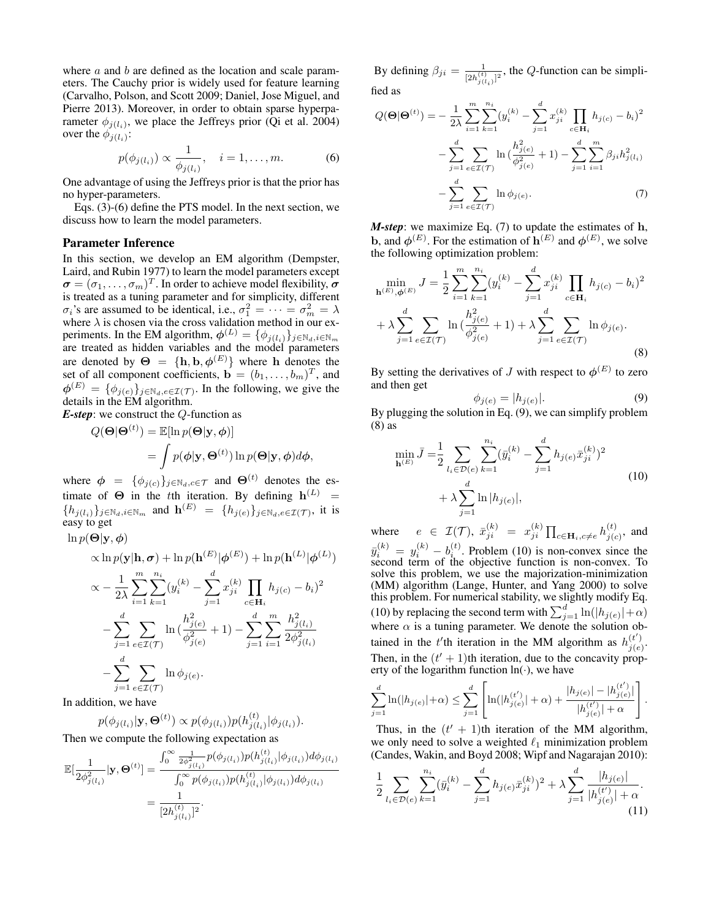where $a$ and $b$ are defined as the location and scale parameters. The Cauchy prior is widely used for feature learning (Carvalho, Polson, and Scott 2009; Daniel, Jose Miguel, and Pierre 2013). Moreover, in order to obtain sparse hyperparameter $\phi_{j(l_i)}$, we place the Jeffreys prior (Qi et al. 2004) over the $\phi_{j(l_i)}$:

$$p(\phi_{j(l_i)}) \propto \frac{1}{\phi_{j(l_i)}}, \quad i = 1, \ldots, m. \tag{6}$$

One advantage of using the Jeffreys prior is that the prior has no hyper-parameters.

Eqs. (3)-(6) define the PTS model. In the next section, we discuss how to learn the model parameters.

## Parameter Inference

In this section, we develop an EM algorithm (Dempster, Laird, and Rubin 1977) to learn the model parameters except $\boldsymbol{\sigma} = (\sigma_1, \ldots, \sigma_m)^T$. In order to achieve model flexibility, $\boldsymbol{\sigma}$ is treated as a tuning parameter and for simplicity, different $\sigma_i$'s are assumed to be identical, i.e., $\sigma_1^2 = \cdots = \sigma_m^2 = \lambda$ where $\lambda$ is chosen via the cross validation method in our experiments. In the EM algorithm, $\boldsymbol{\phi}^{(L)} = \{\phi_{j(l_i)}\}_{j \in \mathbb{N}_d, i \in \mathbb{N}_m}$ are treated as hidden variables and the model parameters are denoted by $\boldsymbol{\Theta} = \{\mathbf{h}, \mathbf{b}, \boldsymbol{\phi}^{(E)}\}$ where $\mathbf{h}$ denotes the set of all component coefficients, $\mathbf{b} = (b_1, \ldots, b_m)^T$, and $\boldsymbol{\phi}^{(E)} = \{\phi_{j(e)}\}_{j \in \mathbb{N}_d, e \in \mathcal{I}(\mathcal{T})}$. In the following, we give the details in the EM algorithm.

***E-step***: we construct the $Q$-function as

$$\begin{aligned} Q(\boldsymbol{\Theta}|\boldsymbol{\Theta}^{(t)}) &= \mathbb{E}[\ln p(\boldsymbol{\Theta}|\mathbf{y}, \boldsymbol{\phi})] \\ &= \int p(\boldsymbol{\phi}|\mathbf{y}, \boldsymbol{\Theta}^{(t)}) \ln p(\boldsymbol{\Theta}|\mathbf{y}, \boldsymbol{\phi}) d\boldsymbol{\phi}, \end{aligned}$$

where $\boldsymbol{\phi} = \{\phi_{j(c)}\}_{j \in \mathbb{N}_d, c \in \mathcal{T}}$ and $\boldsymbol{\Theta}^{(t)}$ denotes the estimate of $\boldsymbol{\Theta}$ in the $t$th iteration. By defining $\mathbf{h}^{(L)} = \{h_{j(l_i)}\}_{j \in \mathbb{N}_d, i \in \mathbb{N}_m}$ and $\mathbf{h}^{(E)} = \{h_{j(e)}\}_{j \in \mathbb{N}_d, e \in \mathcal{I}(\mathcal{T})}$, it is easy to get

$$\begin{aligned} &\ln p(\boldsymbol{\Theta}|\mathbf{y}, \boldsymbol{\phi}) \\ &\propto \ln p(\mathbf{y}|\mathbf{h}, \boldsymbol{\sigma}) + \ln p(\mathbf{h}^{(E)}|\boldsymbol{\phi}^{(E)}) + \ln p(\mathbf{h}^{(L)}|\boldsymbol{\phi}^{(L)}) \\ &\propto -\frac{1}{2\lambda}\sum_{i=1}^{m}\sum_{k=1}^{n_i}(y_i^{(k)} - \sum_{j=1}^{d} x_{ji}^{(k)} \prod_{c \in \mathbf{H}_i} h_{j(c)} - b_i)^2 \\ &\quad - \sum_{j=1}^{d}\sum_{e \in \mathcal{I}(\mathcal{T})} \ln(\frac{h_{j(e)}^2}{\phi_{j(e)}^2} + 1) - \sum_{j=1}^{d}\sum_{i=1}^{m}\frac{h_{j(l_i)}^2}{2\phi_{j(l_i)}^2} \\ &\quad - \sum_{j=1}^{d}\sum_{e \in \mathcal{I}(\mathcal{T})} \ln \phi_{j(e)}. \end{aligned}$$

In addition, we have

$$p(\phi_{j(l_i)}|\mathbf{y}, \boldsymbol{\Theta}^{(t)}) \propto p(\phi_{j(l_i)})p(h_{j(l_i)}^{(t)}|\phi_{j(l_i)}).$$

Then we compute the following expectation as

$$\begin{aligned} \mathbb{E}[\frac{1}{2\phi_{j(l_i)}^2}|\mathbf{y}, \boldsymbol{\Theta}^{(t)}] &= \frac{\int_0^\infty \frac{1}{2\phi_{j(l_i)}^2} p(\phi_{j(l_i)})p(h_{j(l_i)}^{(t)}|\phi_{j(l_i)})d\phi_{j(l_i)}}{\int_0^\infty p(\phi_{j(l_i)})p(h_{j(l_i)}^{(t)}|\phi_{j(l_i)})d\phi_{j(l_i)}} \\ &= \frac{1}{[2h_{j(l_i)}^{(t)}]^2}. \end{aligned}$$

By defining $\beta_{ji} = \frac{1}{[2h_{j(l_i)}^{(t)}]^2}$, the $Q$-function can be simplified as

$$\begin{aligned} Q(\boldsymbol{\Theta}|\boldsymbol{\Theta}^{(t)}) = &-\frac{1}{2\lambda}\sum_{i=1}^{m}\sum_{k=1}^{n_i}(y_i^{(k)} - \sum_{j=1}^{d} x_{ji}^{(k)} \prod_{c \in \mathbf{H}_i} h_{j(c)} - b_i)^2 \\ &- \sum_{j=1}^{d}\sum_{e \in \mathcal{I}(\mathcal{T})} \ln(\frac{h_{j(e)}^2}{\phi_{j(e)}^2} + 1) - \sum_{j=1}^{d}\sum_{i=1}^{m}\beta_{ji}h_{j(l_i)}^2 \\ &- \sum_{j=1}^{d}\sum_{e \in \mathcal{I}(\mathcal{T})} \ln \phi_{j(e)}. \end{aligned} \tag{7}$$

***M-step***: we maximize Eq. (7) to update the estimates of $\mathbf{h}$, $\mathbf{b}$, and $\boldsymbol{\phi}^{(E)}$. For the estimation of $\mathbf{h}^{(E)}$ and $\boldsymbol{\phi}^{(E)}$, we solve the following optimization problem:

$$\begin{aligned} \min_{\mathbf{h}^{(E)}, \boldsymbol{\phi}^{(E)}} J = &\frac{1}{2}\sum_{i=1}^{m}\sum_{k=1}^{n_i}(y_i^{(k)} - \sum_{j=1}^{d} x_{ji}^{(k)} \prod_{c \in \mathbf{H}_i} h_{j(c)} - b_i)^2 \\ &+ \lambda\sum_{j=1}^{d}\sum_{e \in \mathcal{I}(\mathcal{T})} \ln(\frac{h_{j(e)}^2}{\phi_{j(e)}^2} + 1) + \lambda\sum_{j=1}^{d}\sum_{e \in \mathcal{I}(\mathcal{T})} \ln \phi_{j(e)}. \end{aligned} \tag{8}$$

By setting the derivatives of $J$ with respect to $\boldsymbol{\phi}^{(E)}$ to zero and then get

$$\phi_{j(e)} = |h_{j(e)}|. \tag{9}$$

By plugging the solution in Eq. (9), we can simplify problem (8) as

$$\begin{aligned} \min_{\mathbf{h}^{(E)}} \bar{J} = &\frac{1}{2}\sum_{l_i \in \mathcal{D}(e)}\sum_{k=1}^{n_i}(\bar{y}_i^{(k)} - \sum_{j=1}^{d} h_{j(e)}\bar{x}_{ji}^{(k)})^2 \\ &+ \lambda\sum_{j=1}^{d}\ln|h_{j(e)}|, \end{aligned} \tag{10}$$

where $e \in \mathcal{I}(\mathcal{T})$, $\bar{x}_{ji}^{(k)} = x_{ji}^{(k)}\prod_{c \in \mathbf{H}_i, c \neq e} h_{j(c)}^{(t)}$, and $\bar{y}_i^{(k)} = y_i^{(k)} - b_i^{(t)}$. Problem (10) is non-convex since the second term of the objective function is non-convex. To solve this problem, we use the majorization-minimization (MM) algorithm (Lange, Hunter, and Yang 2000) to solve this problem. For numerical stability, we slightly modify Eq. (10) by replacing the second term with $\sum_{j=1}^{d}\ln(|h_{j(e)}|+\alpha)$ where $\alpha$ is a tuning parameter. We denote the solution obtained in the $t'$th iteration in the MM algorithm as $h_{j(e)}^{(t')}$. Then, in the $(t'+1)$th iteration, due to the concavity property of the logarithm function $\ln(\cdot)$, we have

$$\sum_{j=1}^{d}\ln(|h_{j(e)}|+\alpha) \leq \sum_{j=1}^{d}\left[\ln(|h_{j(e)}^{(t')}|+\alpha) + \frac{|h_{j(e)}| - |h_{j(e)}^{(t')}|}{|h_{j(e)}^{(t')}|+\alpha}\right].$$

Thus, in the $(t'+1)$th iteration of the MM algorithm, we only need to solve a weighted $\ell_1$ minimization problem (Candes, Wakin, and Boyd 2008; Wipf and Nagarajan 2010):

$$\frac{1}{2}\sum_{l_i \in \mathcal{D}(e)}\sum_{k=1}^{n_i}(\bar{y}_i^{(k)} - \sum_{j=1}^{d} h_{j(e)}\bar{x}_{ji}^{(k)})^2 + \lambda\sum_{j=1}^{d}\frac{|h_{j(e)}|}{|h_{j(e)}^{(t')}|+\alpha}. \tag{11}$$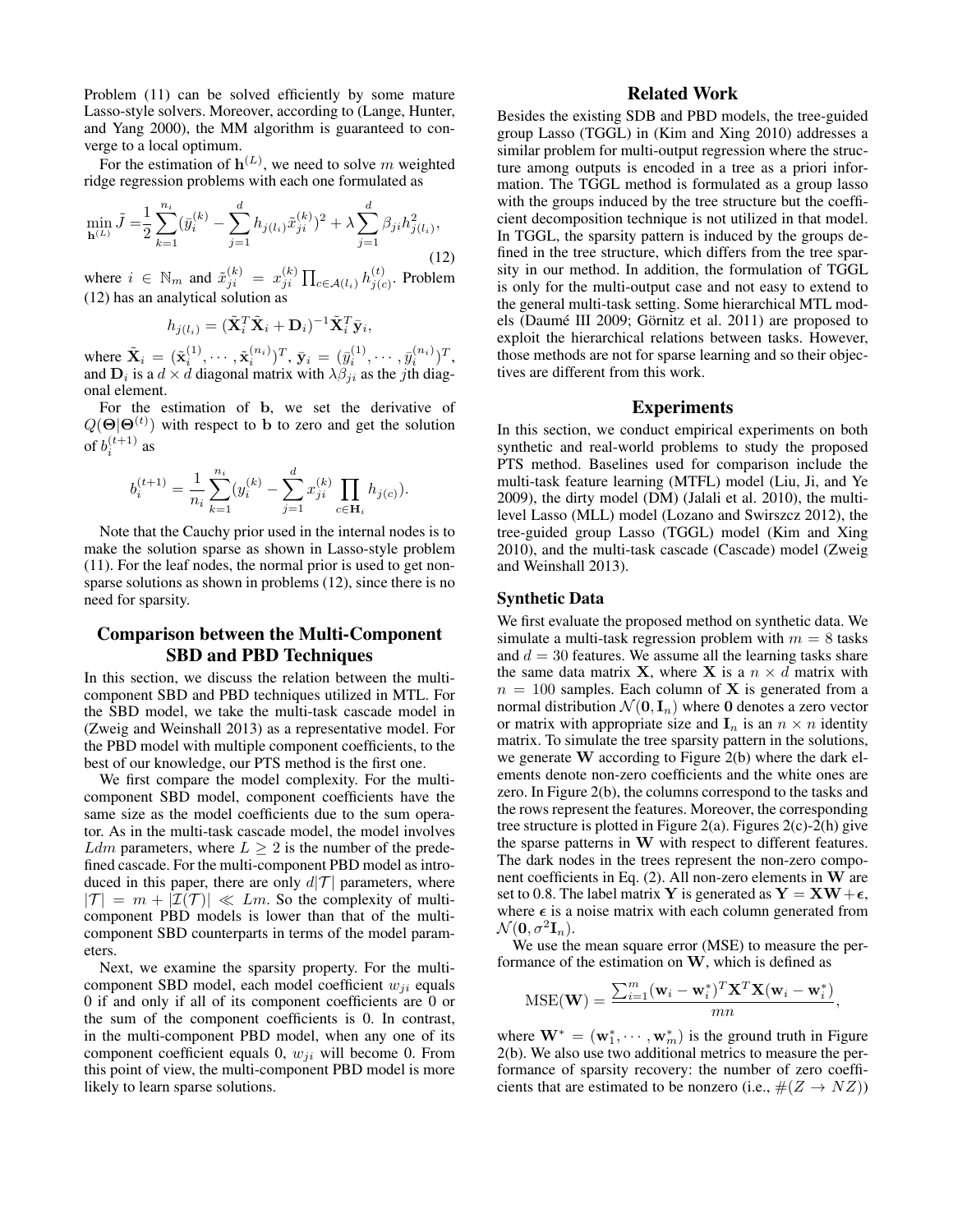Problem (11) can be solved efficiently by some mature Lasso-style solvers. Moreover, according to (Lange, Hunter, and Yang 2000), the MM algorithm is guaranteed to converge to a local optimum.

For the estimation of $\mathbf{h}^{(L)}$, we need to solve $m$ weighted ridge regression problems with each one formulated as

$$\min_{\mathbf{h}^{(L)}} \tilde{J} = \frac{1}{2}\sum_{k=1}^{n_i}(\bar{y}_i^{(k)} - \sum_{j=1}^{d} h_{j(l_i)}\tilde{x}_{ji}^{(k)})^2 + \lambda \sum_{j=1}^{d} \beta_{ji} h_{j(l_i)}^2, \tag{12}$$

where $i \in \mathbb{N}_m$ and $\tilde{x}_{ji}^{(k)} = x_{ji}^{(k)} \prod_{c \in \mathcal{A}(l_i)} h_{j(c)}^{(t)}$. Problem (12) has an analytical solution as

$$h_{j(l_i)} = (\tilde{\mathbf{X}}_i^T \tilde{\mathbf{X}}_i + \mathbf{D}_i)^{-1} \tilde{\mathbf{X}}_i^T \bar{\mathbf{y}}_i,$$

where $\tilde{\mathbf{X}}_i = (\tilde{\mathbf{x}}_i^{(1)}, \cdots, \tilde{\mathbf{x}}_i^{(n_i)})^T$, $\bar{\mathbf{y}}_i = (\bar{y}_i^{(1)}, \cdots, \bar{y}_i^{(n_i)})^T$, and $\mathbf{D}_i$ is a $d \times d$ diagonal matrix with $\lambda\beta_{ji}$ as the $j$th diagonal element.

For the estimation of $\mathbf{b}$, we set the derivative of $Q(\mathbf{\Theta}|\mathbf{\Theta}^{(t)})$ with respect to $\mathbf{b}$ to zero and get the solution of $b_i^{(t+1)}$ as

$$b_i^{(t+1)} = \frac{1}{n_i}\sum_{k=1}^{n_i}(y_i^{(k)} - \sum_{j=1}^{d} x_{ji}^{(k)} \prod_{c \in \mathbf{H}_i} h_{j(c)}).$$

Note that the Cauchy prior used in the internal nodes is to make the solution sparse as shown in Lasso-style problem (11). For the leaf nodes, the normal prior is used to get non-sparse solutions as shown in problems (12), since there is no need for sparsity.

## Comparison between the Multi-Component SBD and PBD Techniques

In this section, we discuss the relation between the multi-component SBD and PBD techniques utilized in MTL. For the SBD model, we take the multi-task cascade model in (Zweig and Weinshall 2013) as a representative model. For the PBD model with multiple component coefficients, to the best of our knowledge, our PTS method is the first one.

We first compare the model complexity. For the multi-component SBD model, component coefficients have the same size as the model coefficients due to the sum operator. As in the multi-task cascade model, the model involves $Ldm$ parameters, where $L \geq 2$ is the number of the predefined cascade. For the multi-component PBD model as introduced in this paper, there are only $d|\mathcal{T}|$ parameters, where $|\mathcal{T}| = m + |\mathcal{I}(\mathcal{T})| \ll Lm$. So the complexity of multi-component PBD models is lower than that of the multi-component SBD counterparts in terms of the model parameters.

Next, we examine the sparsity property. For the multi-component SBD model, each model coefficient $w_{ji}$ equals 0 if and only if all of its component coefficients are 0 or the sum of the component coefficients is 0. In contrast, in the multi-component PBD model, when any one of its component coefficient equals 0, $w_{ji}$ will become 0. From this point of view, the multi-component PBD model is more likely to learn sparse solutions.

## Related Work

Besides the existing SDB and PBD models, the tree-guided group Lasso (TGGL) in (Kim and Xing 2010) addresses a similar problem for multi-output regression where the structure among outputs is encoded in a tree as a priori information. The TGGL method is formulated as a group lasso with the groups induced by the tree structure but the coefficient decomposition technique is not utilized in that model. In TGGL, the sparsity pattern is induced by the groups defined in the tree structure, which differs from the tree sparsity in our method. In addition, the formulation of TGGL is only for the multi-output case and not easy to extend to the general multi-task setting. Some hierarchical MTL models (Daumé III 2009; Görnitz et al. 2011) are proposed to exploit the hierarchical relations between tasks. However, those methods are not for sparse learning and so their objectives are different from this work.

## Experiments

In this section, we conduct empirical experiments on both synthetic and real-world problems to study the proposed PTS method. Baselines used for comparison include the multi-task feature learning (MTFL) model (Liu, Ji, and Ye 2009), the dirty model (DM) (Jalali et al. 2010), the multi-level Lasso (MLL) model (Lozano and Swirszcz 2012), the tree-guided group Lasso (TGGL) model (Kim and Xing 2010), and the multi-task cascade (Cascade) model (Zweig and Weinshall 2013).

### Synthetic Data

We first evaluate the proposed method on synthetic data. We simulate a multi-task regression problem with $m = 8$ tasks and $d = 30$ features. We assume all the learning tasks share the same data matrix $\mathbf{X}$, where $\mathbf{X}$ is a $n \times d$ matrix with $n = 100$ samples. Each column of $\mathbf{X}$ is generated from a normal distribution $\mathcal{N}(\mathbf{0}, \mathbf{I}_n)$ where $\mathbf{0}$ denotes a zero vector or matrix with appropriate size and $\mathbf{I}_n$ is an $n \times n$ identity matrix. To simulate the tree sparsity pattern in the solutions, we generate $\mathbf{W}$ according to Figure 2(b) where the dark elements denote non-zero coefficients and the white ones are zero. In Figure 2(b), the columns correspond to the tasks and the rows represent the features. Moreover, the corresponding tree structure is plotted in Figure 2(a). Figures 2(c)-2(h) give the sparse patterns in $\mathbf{W}$ with respect to different features. The dark nodes in the trees represent the non-zero component coefficients in Eq. (2). All non-zero elements in $\mathbf{W}$ are set to 0.8. The label matrix $\mathbf{Y}$ is generated as $\mathbf{Y} = \mathbf{X}\mathbf{W} + \boldsymbol{\epsilon}$, where $\boldsymbol{\epsilon}$ is a noise matrix with each column generated from $\mathcal{N}(\mathbf{0}, \sigma^2\mathbf{I}_n)$.

We use the mean square error (MSE) to measure the performance of the estimation on $\mathbf{W}$, which is defined as

$$\text{MSE}(\mathbf{W}) = \frac{\sum_{i=1}^{m}(\mathbf{w}_i - \mathbf{w}_i^*)^T \mathbf{X}^T \mathbf{X}(\mathbf{w}_i - \mathbf{w}_i^*)}{mn},$$

where $\mathbf{W}^* = (\mathbf{w}_1^*, \cdots, \mathbf{w}_m^*)$ is the ground truth in Figure 2(b). We also use two additional metrics to measure the performance of sparsity recovery: the number of zero coefficients that are estimated to be nonzero (i.e., $\#(Z \rightarrow NZ)$)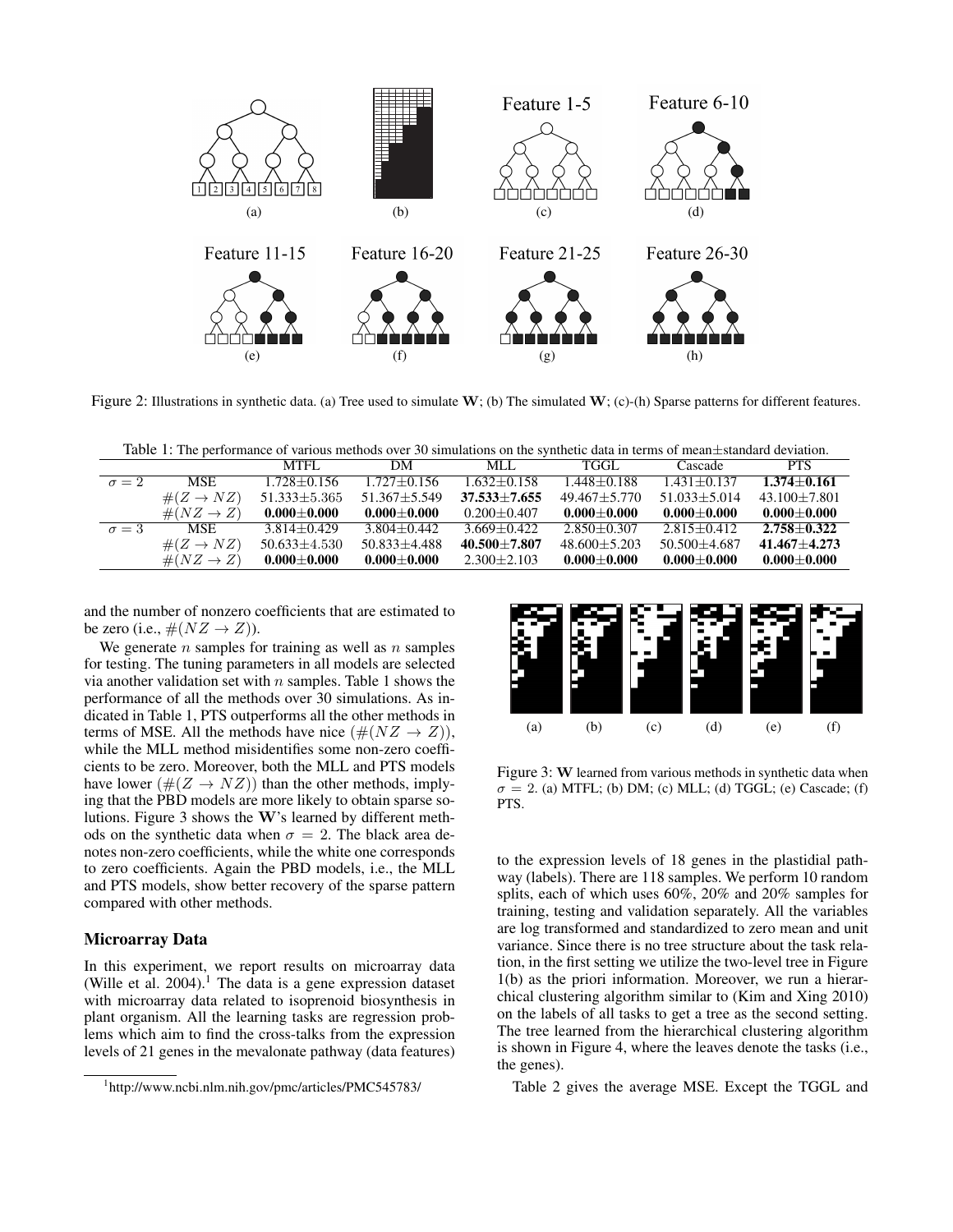Feature 1-5 Feature 6-10

(a) (b) (c) (d)

Feature 11-15 Feature 16-20 Feature 21-25 Feature 26-30

(e) (f) (g) (h)

Figure 2: Illustrations in synthetic data. (a) Tree used to simulate $\mathbf{W}$; (b) The simulated $\mathbf{W}$; (c)-(h) Sparse patterns for different features.

Table 1: The performance of various methods over 30 simulations on the synthetic data in terms of mean±standard deviation.

| | | MTFL | DM | MLL | TGGL | Cascade | PTS |
|---|---|---|---|---|---|---|---|
| $\sigma = 2$ | MSE | 1.728±0.156 | 1.727±0.156 | 1.632±0.158 | 1.448±0.188 | 1.431±0.137 | **1.374±0.161** |
| | $\#(Z \to NZ)$ | 51.333±5.365 | 51.367±5.549 | **37.533±7.655** | 49.467±5.770 | 51.033±5.014 | 43.100±7.801 |
| | $\#(NZ \to Z)$ | **0.000±0.000** | **0.000±0.000** | 0.200±0.407 | **0.000±0.000** | **0.000±0.000** | **0.000±0.000** |
| $\sigma = 3$ | MSE | 3.814±0.429 | 3.804±0.442 | 3.669±0.422 | 2.850±0.307 | 2.815±0.412 | **2.758±0.322** |
| | $\#(Z \to NZ)$ | 50.633±4.530 | 50.833±4.488 | **40.500±7.807** | 48.600±5.203 | 50.500±4.687 | **41.467±4.273** |
| | $\#(NZ \to Z)$ | **0.000±0.000** | **0.000±0.000** | 2.300±2.103 | **0.000±0.000** | **0.000±0.000** | **0.000±0.000** |

and the number of nonzero coefficients that are estimated to be zero (i.e., $\#(NZ \to Z)$).

We generate $n$ samples for training as well as $n$ samples for testing. The tuning parameters in all models are selected via another validation set with $n$ samples. Table 1 shows the performance of all the methods over 30 simulations. As indicated in Table 1, PTS outperforms all the other methods in terms of MSE. All the methods have nice ($\#(NZ \to Z)$), while the MLL method misidentifies some non-zero coefficients to be zero. Moreover, both the MLL and PTS models have lower ($\#(Z \to NZ)$) than the other methods, implying that the PBD models are more likely to obtain sparse solutions. Figure 3 shows the $\mathbf{W}$'s learned by different methods on the synthetic data when $\sigma = 2$. The black area denotes non-zero coefficients, while the white one corresponds to zero coefficients. Again the PBD models, i.e., the MLL and PTS models, show better recovery of the sparse pattern compared with other methods.

(a) (b) (c) (d) (e) (f)

Figure 3: $\mathbf{W}$ learned from various methods in synthetic data when $\sigma = 2$. (a) MTFL; (b) DM; (c) MLL; (d) TGGL; (e) Cascade; (f) PTS.

### Microarray Data

In this experiment, we report results on microarray data (Wille et al. 2004).[1] The data is a gene expression dataset with microarray data related to isoprenoid biosynthesis in plant organism. All the learning tasks are regression problems which aim to find the cross-talks from the expression levels of 21 genes in the mevalonate pathway (data features) to the expression levels of 18 genes in the plastidial pathway (labels). There are 118 samples. We perform 10 random splits, each of which uses 60%, 20% and 20% samples for training, testing and validation separately. All the variables are log transformed and standardized to zero mean and unit variance. Since there is no tree structure about the task relation, in the first setting we utilize the two-level tree in Figure 1(b) as the priori information. Moreover, we run a hierarchical clustering algorithm similar to (Kim and Xing 2010) on the labels of all tasks to get a tree as the second setting. The tree learned from the hierarchical clustering algorithm is shown in Figure 4, where the leaves denote the tasks (i.e., the genes).

Table 2 gives the average MSE. Except the TGGL and

[1] http://www.ncbi.nlm.nih.gov/pmc/articles/PMC545783/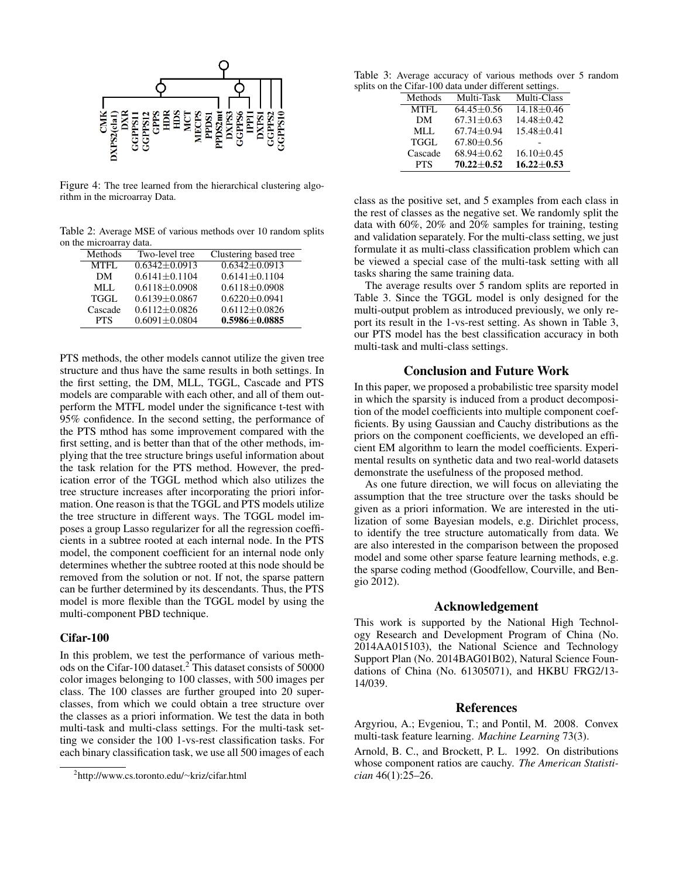Figure 4: The tree learned from the hierarchical clustering algorithm in the microarray Data.

Table 2: Average MSE of various methods over 10 random splits on the microarray data.

| Methods | Two-level tree | Clustering based tree |
|---|---|---|
| MTFL | 0.6342±0.0913 | 0.6342±0.0913 |
| DM | 0.6141±0.1104 | 0.6141±0.1104 |
| MLL | 0.6118±0.0908 | 0.6118±0.0908 |
| TGGL | 0.6139±0.0867 | 0.6220±0.0941 |
| Cascade | 0.6112±0.0826 | 0.6112±0.0826 |
| PTS | 0.6091±0.0804 | **0.5986±0.0885** |

PTS methods, the other models cannot utilize the given tree structure and thus have the same results in both settings. In the first setting, the DM, MLL, TGGL, Cascade and PTS models are comparable with each other, and all of them outperform the MTFL model under the significance t-test with 95% confidence. In the second setting, the performance of the PTS mthod has some improvement compared with the first setting, and is better than that of the other methods, implying that the tree structure brings useful information about the task relation for the PTS method. However, the prediction error of the TGGL method which also utilizes the tree structure increases after incorporating the priori information. One reason is that the TGGL and PTS models utilize the tree structure in different ways. The TGGL model imposes a group Lasso regularizer for all the regression coefficients in a subtree rooted at each internal node. In the PTS model, the component coefficient for an internal node only determines whether the subtree rooted at this node should be removed from the solution or not. If not, the sparse pattern can be further determined by its descendants. Thus, the PTS model is more flexible than the TGGL model by using the multi-component PBD technique.

### Cifar-100

In this problem, we test the performance of various methods on the Cifar-100 dataset.[2] This dataset consists of 50000 color images belonging to 100 classes, with 500 images per class. The 100 classes are further grouped into 20 superclasses, from which we could obtain a tree structure over the classes as a priori information. We test the data in both multi-task and multi-class settings. For the multi-task setting we consider the 100 1-vs-rest classification tasks. For each binary classification task, we use all 500 images of each class as the positive set, and 5 examples from each class in the rest of classes as the negative set. We randomly split the data with 60%, 20% and 20% samples for training, testing and validation separately. For the multi-class setting, we just formulate it as multi-class classification problem which can be viewed a special case of the multi-task setting with all tasks sharing the same training data.

[2] http://www.cs.toronto.edu/~kriz/cifar.html

Table 3: Average accuracy of various methods over 5 random splits on the Cifar-100 data under different settings.

| Methods | Multi-Task | Multi-Class |
|---|---|---|
| MTFL | 64.45±0.56 | 14.18±0.46 |
| DM | 67.31±0.63 | 14.48±0.42 |
| MLL | 67.74±0.94 | 15.48±0.41 |
| TGGL | 67.80±0.56 | - |
| Cascade | 68.94±0.62 | 16.10±0.45 |
| PTS | **70.22±0.52** | **16.22±0.53** |

The average results over 5 random splits are reported in Table 3. Since the TGGL model is only designed for the multi-output problem as introduced previously, we only report its result in the 1-vs-rest setting. As shown in Table 3, our PTS model has the best classification accuracy in both multi-task and multi-class settings.

## Conclusion and Future Work

In this paper, we proposed a probabilistic tree sparsity model in which the sparsity is induced from a product decomposition of the model coefficients into multiple component coefficients. By using Gaussian and Cauchy distributions as the priors on the component coefficients, we developed an efficient EM algorithm to learn the model coefficients. Experimental results on synthetic data and two real-world datasets demonstrate the usefulness of the proposed method.

As one future direction, we will focus on alleviating the assumption that the tree structure over the tasks should be given as a priori information. We are interested in the utilization of some Bayesian models, e.g. Dirichlet process, to identify the tree structure automatically from data. We are also interested in the comparison between the proposed model and some other sparse feature learning methods, e.g. the sparse coding method (Goodfellow, Courville, and Bengio 2012).

## Acknowledgement

This work is supported by the National High Technology Research and Development Program of China (No. 2014AA015103), the National Science and Technology Support Plan (No. 2014BAG01B02), Natural Science Foundations of China (No. 61305071), and HKBU FRG2/13-14/039.

## References

Argyriou, A.; Evgeniou, T.; and Pontil, M. 2008. Convex multi-task feature learning. *Machine Learning* 73(3).

Arnold, B. C., and Brockett, P. L. 1992. On distributions whose component ratios are cauchy. *The American Statistician* 46(1):25–26.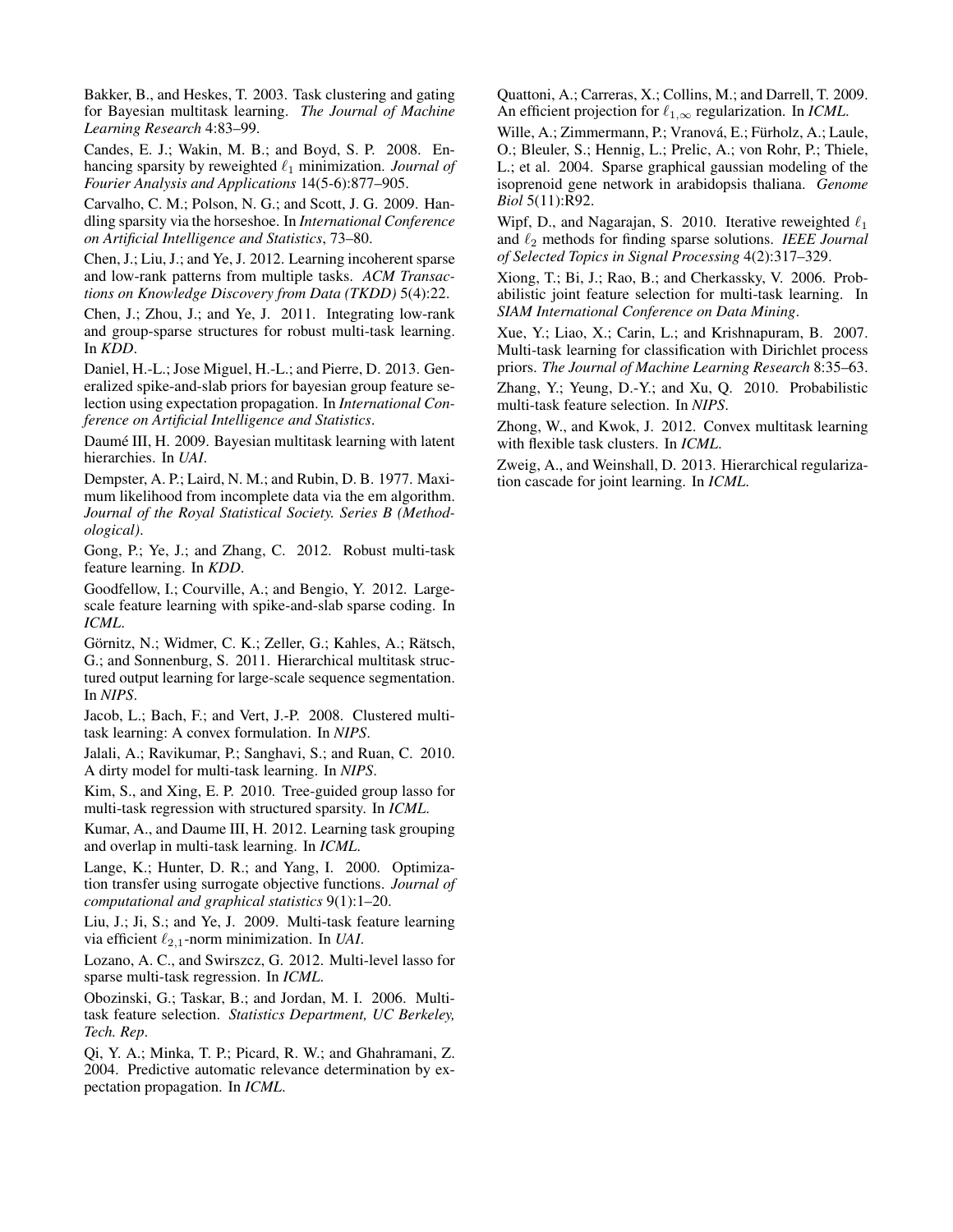Bakker, B., and Heskes, T. 2003. Task clustering and gating for Bayesian multitask learning. *The Journal of Machine Learning Research* 4:83–99.

Candes, E. J.; Wakin, M. B.; and Boyd, S. P. 2008. Enhancing sparsity by reweighted $\ell_1$ minimization. *Journal of Fourier Analysis and Applications* 14(5-6):877–905.

Carvalho, C. M.; Polson, N. G.; and Scott, J. G. 2009. Handling sparsity via the horseshoe. In *International Conference on Artificial Intelligence and Statistics*, 73–80.

Chen, J.; Liu, J.; and Ye, J. 2012. Learning incoherent sparse and low-rank patterns from multiple tasks. *ACM Transactions on Knowledge Discovery from Data (TKDD)* 5(4):22.

Chen, J.; Zhou, J.; and Ye, J. 2011. Integrating low-rank and group-sparse structures for robust multi-task learning. In *KDD*.

Daniel, H.-L.; Jose Miguel, H.-L.; and Pierre, D. 2013. Generalized spike-and-slab priors for bayesian group feature selection using expectation propagation. In *International Conference on Artificial Intelligence and Statistics*.

Daumé III, H. 2009. Bayesian multitask learning with latent hierarchies. In *UAI*.

Dempster, A. P.; Laird, N. M.; and Rubin, D. B. 1977. Maximum likelihood from incomplete data via the em algorithm. *Journal of the Royal Statistical Society. Series B (Methodological)*.

Gong, P.; Ye, J.; and Zhang, C. 2012. Robust multi-task feature learning. In *KDD*.

Goodfellow, I.; Courville, A.; and Bengio, Y. 2012. Large-scale feature learning with spike-and-slab sparse coding. In *ICML*.

Görnitz, N.; Widmer, C. K.; Zeller, G.; Kahles, A.; Rätsch, G.; and Sonnenburg, S. 2011. Hierarchical multitask structured output learning for large-scale sequence segmentation. In *NIPS*.

Jacob, L.; Bach, F.; and Vert, J.-P. 2008. Clustered multi-task learning: A convex formulation. In *NIPS*.

Jalali, A.; Ravikumar, P.; Sanghavi, S.; and Ruan, C. 2010. A dirty model for multi-task learning. In *NIPS*.

Kim, S., and Xing, E. P. 2010. Tree-guided group lasso for multi-task regression with structured sparsity. In *ICML*.

Kumar, A., and Daume III, H. 2012. Learning task grouping and overlap in multi-task learning. In *ICML*.

Lange, K.; Hunter, D. R.; and Yang, I. 2000. Optimization transfer using surrogate objective functions. *Journal of computational and graphical statistics* 9(1):1–20.

Liu, J.; Ji, S.; and Ye, J. 2009. Multi-task feature learning via efficient $\ell_{2,1}$-norm minimization. In *UAI*.

Lozano, A. C., and Swirszcz, G. 2012. Multi-level lasso for sparse multi-task regression. In *ICML*.

Obozinski, G.; Taskar, B.; and Jordan, M. I. 2006. Multi-task feature selection. *Statistics Department, UC Berkeley, Tech. Rep*.

Qi, Y. A.; Minka, T. P.; Picard, R. W.; and Ghahramani, Z. 2004. Predictive automatic relevance determination by expectation propagation. In *ICML*.

Quattoni, A.; Carreras, X.; Collins, M.; and Darrell, T. 2009. An efficient projection for $\ell_{1,\infty}$ regularization. In *ICML*.

Wille, A.; Zimmermann, P.; Vranová, E.; Fürholz, A.; Laule, O.; Bleuler, S.; Hennig, L.; Prelic, A.; von Rohr, P.; Thiele, L.; et al. 2004. Sparse graphical gaussian modeling of the isoprenoid gene network in arabidopsis thaliana. *Genome Biol* 5(11):R92.

Wipf, D., and Nagarajan, S. 2010. Iterative reweighted $\ell_1$ and $\ell_2$ methods for finding sparse solutions. *IEEE Journal of Selected Topics in Signal Processing* 4(2):317–329.

Xiong, T.; Bi, J.; Rao, B.; and Cherkassky, V. 2006. Probabilistic joint feature selection for multi-task learning. In *SIAM International Conference on Data Mining*.

Xue, Y.; Liao, X.; Carin, L.; and Krishnapuram, B. 2007. Multi-task learning for classification with Dirichlet process priors. *The Journal of Machine Learning Research* 8:35–63.

Zhang, Y.; Yeung, D.-Y.; and Xu, Q. 2010. Probabilistic multi-task feature selection. In *NIPS*.

Zhong, W., and Kwok, J. 2012. Convex multitask learning with flexible task clusters. In *ICML*.

Zweig, A., and Weinshall, D. 2013. Hierarchical regularization cascade for joint learning. In *ICML*.